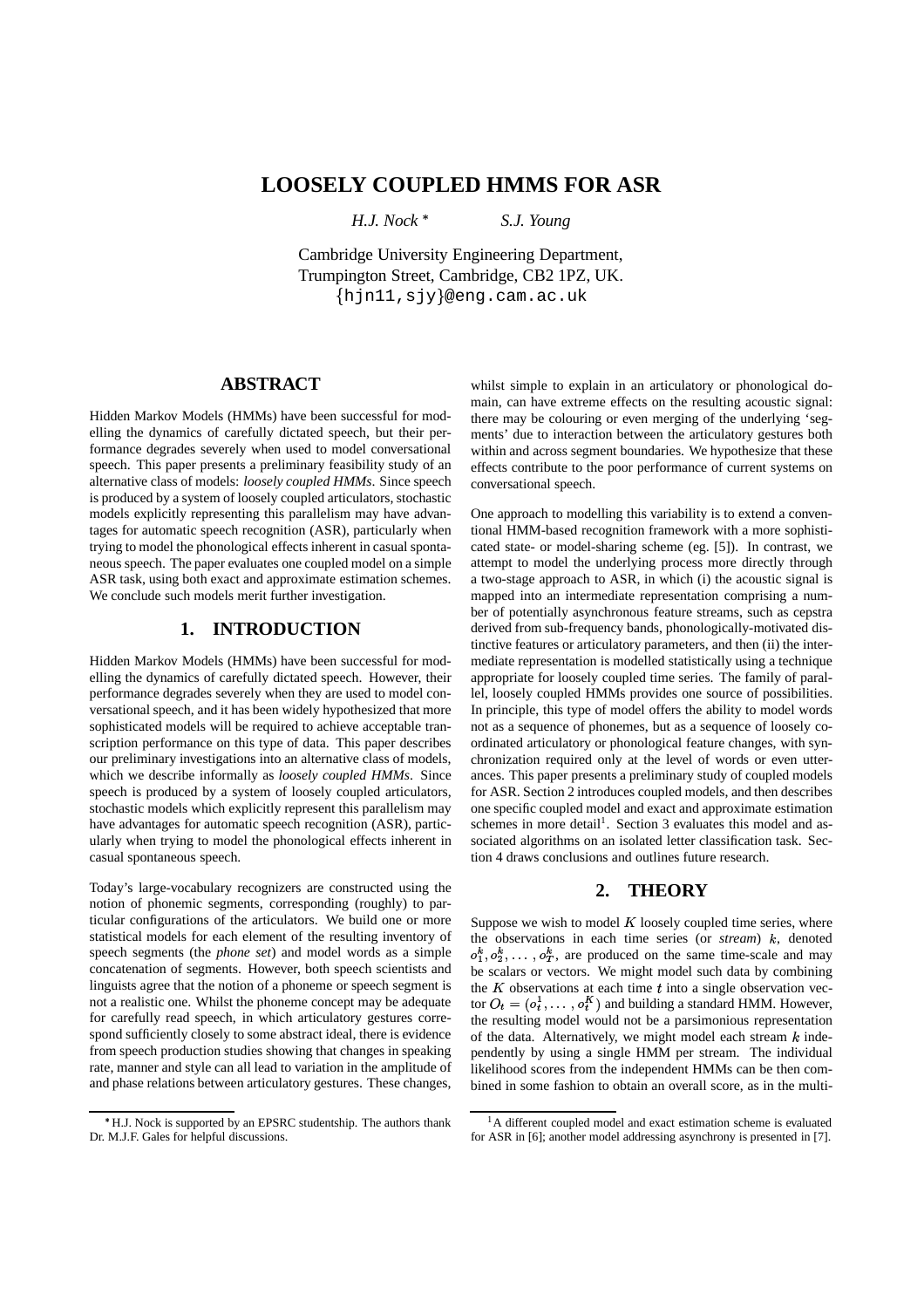# LOOSELY COUPLED HMMS FOR ASR

*H.J. Nock* [*]   *S.J. Young*

Cambridge University Engineering Department,
Trumpington Street, Cambridge, CB2 1PZ, UK.
{hjn11,sjy}@eng.cam.ac.uk

## ABSTRACT

Hidden Markov Models (HMMs) have been successful for modelling the dynamics of carefully dictated speech, but their performance degrades severely when used to model conversational speech. This paper presents a preliminary feasibility study of an alternative class of models: *loosely coupled HMMs*. Since speech is produced by a system of loosely coupled articulators, stochastic models explicitly representing this parallelism may have advantages for automatic speech recognition (ASR), particularly when trying to model the phonological effects inherent in casual spontaneous speech. The paper evaluates one coupled model on a simple ASR task, using both exact and approximate estimation schemes. We conclude such models merit further investigation.

## 1. INTRODUCTION

Hidden Markov Models (HMMs) have been successful for modelling the dynamics of carefully dictated speech. However, their performance degrades severely when they are used to model conversational speech, and it has been widely hypothesized that more sophisticated models will be required to achieve acceptable transcription performance on this type of data. This paper describes our preliminary investigations into an alternative class of models, which we describe informally as *loosely coupled HMMs*. Since speech is produced by a system of loosely coupled articulators, stochastic models which explicitly represent this parallelism may have advantages for automatic speech recognition (ASR), particularly when trying to model the phonological effects inherent in casual spontaneous speech.

Today's large-vocabulary recognizers are constructed using the notion of phonemic segments, corresponding (roughly) to particular configurations of the articulators. We build one or more statistical models for each element of the resulting inventory of speech segments (the *phone set*) and model words as a simple concatenation of segments. However, both speech scientists and linguists agree that the notion of a phoneme or speech segment is not a realistic one. Whilst the phoneme concept may be adequate for carefully read speech, in which articulatory gestures correspond sufficiently closely to some abstract ideal, there is evidence from speech production studies showing that changes in speaking rate, manner and style can all lead to variation in the amplitude of and phase relations between articulatory gestures. These changes, whilst simple to explain in an articulatory or phonological domain, can have extreme effects on the resulting acoustic signal: there may be colouring or even merging of the underlying 'segments' due to interaction between the articulatory gestures both within and across segment boundaries. We hypothesize that these effects contribute to the poor performance of current systems on conversational speech.

One approach to modelling this variability is to extend a conventional HMM-based recognition framework with a more sophisticated state- or model-sharing scheme (eg. [5]). In contrast, we attempt to model the underlying process more directly through a two-stage approach to ASR, in which (i) the acoustic signal is mapped into an intermediate representation comprising a number of potentially asynchronous feature streams, such as cepstra derived from sub-frequency bands, phonologically-motivated distinctive features or articulatory parameters, and then (ii) the intermediate representation is modelled statistically using a technique appropriate for loosely coupled time series. The family of parallel, loosely coupled HMMs provides one source of possibilities. In principle, this type of model offers the ability to model words not as a sequence of phonemes, but as a sequence of loosely coordinated articulatory or phonological feature changes, with synchronization required only at the level of words or even utterances. This paper presents a preliminary study of coupled models for ASR. Section 2 introduces coupled models, and then describes one specific coupled model and exact and approximate estimation schemes in more detail[1]. Section 3 evaluates this model and associated algorithms on an isolated letter classification task. Section 4 draws conclusions and outlines future research.

## 2. THEORY

Suppose we wish to model $K$ loosely coupled time series, where the observations in each time series (or *stream*) $k$, denoted $o_1^k, o_2^k, \ldots, o_T^k$, are produced on the same time-scale and may be scalars or vectors. We might model such data by combining the $K$ observations at each time $t$ into a single observation vector $O_t = (o_t^1, \ldots, o_t^K)$ and building a standard HMM. However, the resulting model would not be a parsimonious representation of the data. Alternatively, we might model each stream $k$ independently by using a single HMM per stream. The individual likelihood scores from the independent HMMs can be then combined in some fashion to obtain an overall score, as in the multi-

---

[*] H.J. Nock is supported by an EPSRC studentship. The authors thank Dr. M.J.F. Gales for helpful discussions.

[1] A different coupled model and exact estimation scheme is evaluated for ASR in [6]; another model addressing asynchrony is presented in [7].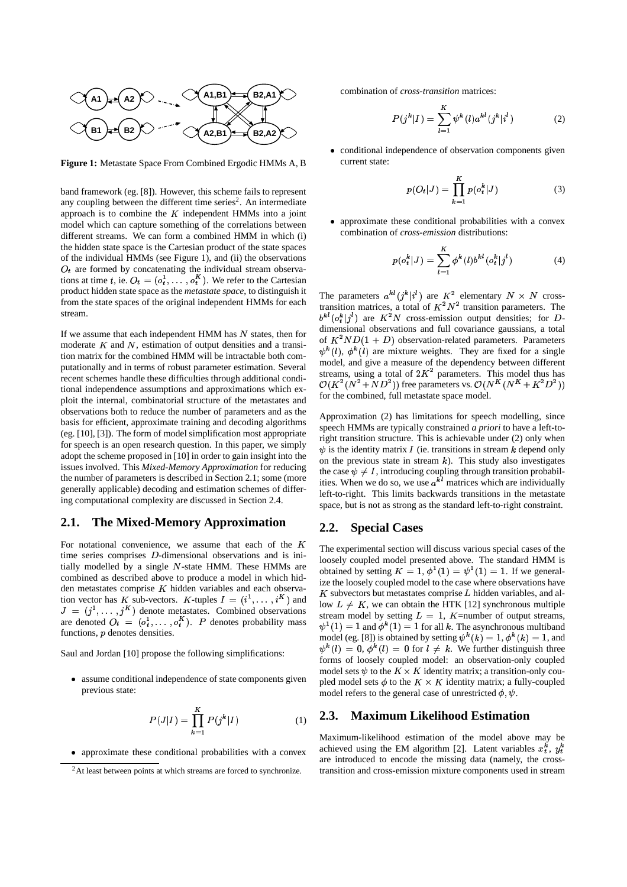**Figure 1:** Metastate Space From Combined Ergodic HMMs A, B

band framework (eg. [8]). However, this scheme fails to represent any coupling between the different time series[2]. An intermediate approach is to combine the $K$ independent HMMs into a joint model which can capture something of the correlations between different streams. We can form a combined HMM in which (i) the hidden state space is the Cartesian product of the state spaces of the individual HMMs (see Figure 1), and (ii) the observations $O_t$ are formed by concatenating the individual stream observations at time $t$, ie. $O_t = (o_t^1, \ldots, o_t^K)$. We refer to the Cartesian product hidden state space as the *metastate space*, to distinguish it from the state spaces of the original independent HMMs for each stream.

If we assume that each independent HMM has $N$ states, then for moderate $K$ and $N$, estimation of output densities and a transition matrix for the combined HMM will be intractable both computationally and in terms of robust parameter estimation. Several recent schemes handle these difficulties through additional conditional independence assumptions and approximations which exploit the internal, combinatorial structure of the metastates and observations both to reduce the number of parameters and as the basis for efficient, approximate training and decoding algorithms (eg. [10], [3]). The form of model simplification most appropriate for speech is an open research question. In this paper, we simply adopt the scheme proposed in [10] in order to gain insight into the issues involved. This *Mixed-Memory Approximation* for reducing the number of parameters is described in Section 2.1; some (more generally applicable) decoding and estimation schemes of differing computational complexity are discussed in Section 2.4.

## 2.1. The Mixed-Memory Approximation

For notational convenience, we assume that each of the $K$ time series comprises $D$-dimensional observations and is initially modelled by a single $N$-state HMM. These HMMs are combined as described above to produce a model in which hidden metastates comprise $K$ hidden variables and each observation vector has $K$ sub-vectors. $K$-tuples $I = (i^1, \ldots, i^K)$ and $J = (j^1, \ldots, j^K)$ denote metastates. Combined observations are denoted $O_t = (o_t^1, \ldots, o_t^K)$. $P$ denotes probability mass functions, $p$ denotes densities.

Saul and Jordan [10] propose the following simplifications:

- assume conditional independence of state components given previous state:

$$P(J|I) = \prod_{k=1}^{K} P(j^k|I) \tag{1}$$

- approximate these conditional probabilities with a convex combination of *cross-transition* matrices:

$$P(j^k|I) = \sum_{l=1}^{K} \psi^k(l) a^{kl}(j^k|i^l) \tag{2}$$

- conditional independence of observation components given current state:

$$p(O_t|J) = \prod_{k=1}^{K} p(o_t^k|J) \tag{3}$$

- approximate these conditional probabilities with a convex combination of *cross-emission* distributions:

$$p(o_t^k|J) = \sum_{l=1}^{K} \phi^k(l) b^{kl}(o_t^k|j^l) \tag{4}$$

The parameters $a^{kl}(j^k|i^l)$ are $K^2$ elementary $N \times N$ cross-transition matrices, a total of $K^2N^2$ transition parameters. The $b^{kl}(o_t^k|j^l)$ are $K^2N$ cross-emission output densities; for $D$-dimensional observations and full covariance gaussians, a total of $K^2ND(1 + D)$ observation-related parameters. Parameters $\psi^k(l)$, $\phi^k(l)$ are mixture weights. They are fixed for a single model, and give a measure of the dependency between different streams, using a total of $2K^2$ parameters. This model thus has $\mathcal{O}(K^2(N^2 + ND^2))$ free parameters vs. $\mathcal{O}(N^K(N^K + K^2D^2))$ for the combined, full metastate space model.

Approximation (2) has limitations for speech modelling, since speech HMMs are typically constrained *a priori* to have a left-to-right transition structure. This is achievable under (2) only when $\psi$ is the identity matrix $I$ (ie. transitions in stream $k$ depend only on the previous state in stream $k$). This study also investigates the case $\psi \neq I$, introducing coupling through transition probabilities. When we do so, we use $a^{kl}$ matrices which are individually left-to-right. This limits backwards transitions in the metastate space, but is not as strong as the standard left-to-right constraint.

## 2.2. Special Cases

The experimental section will discuss various special cases of the loosely coupled model presented above. The standard HMM is obtained by setting $K = 1$, $\phi^1(1) = \psi^1(1) = 1$. If we generalize the loosely coupled model to the case where observations have $K$ subvectors but metastates comprise $L$ hidden variables, and allow $L \neq K$, we can obtain the HTK [12] synchronous multiple stream model by setting $L = 1$, $K$=number of output streams, $\psi^1(1) = 1$ and $\phi^k(1) = 1$ for all $k$. The asynchronous multiband model (eg. [8]) is obtained by setting $\psi^k(k) = 1$, $\phi^k(k) = 1$, and $\psi^k(l) = 0$, $\phi^k(l) = 0$ for $l \neq k$. We further distinguish three forms of loosely coupled model: an observation-only coupled model sets $\psi$ to the $K \times K$ identity matrix; a transition-only coupled model sets $\phi$ to the $K \times K$ identity matrix; a fully-coupled model refers to the general case of unrestricted $\phi, \psi$.

## 2.3. Maximum Likelihood Estimation

Maximum-likelihood estimation of the model above may be achieved using the EM algorithm [2]. Latent variables $x_t^k$, $y_t^k$ are introduced to encode the missing data (namely, the cross-transition and cross-emission mixture components used in stream

[2] At least between points at which streams are forced to synchronize.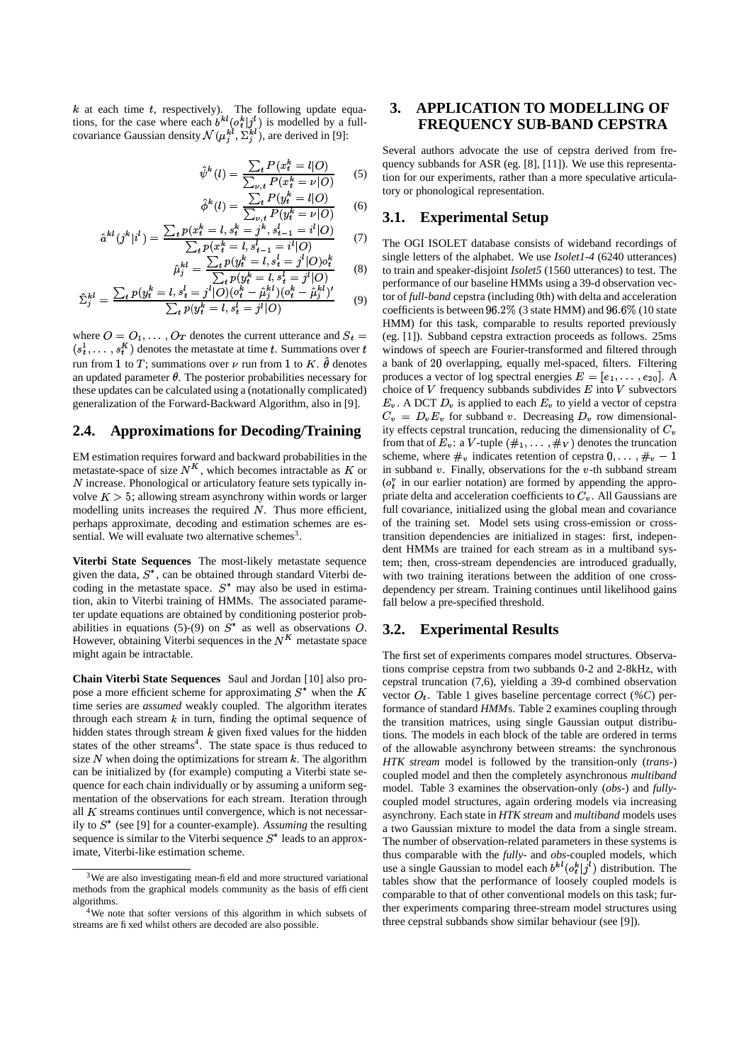$k$ at each time $t$, respectively). The following update equations, for the case where each $b^{kl}(o_t^k|j^l)$ is modelled by a full-covariance Gaussian density $\mathcal{N}(\mu_j^{kl}, \Sigma_j^{kl})$, are derived in [9]:

$$\hat{\psi}^k(l) = \frac{\sum_t P(x_t^k = l|O)}{\sum_{\nu,t} P(x_t^k = \nu|O)} \quad (5)$$

$$\hat{\phi}^k(l) = \frac{\sum_t P(y_t^k = l|O)}{\sum_{\nu,t} P(y_t^k = \nu|O)} \quad (6)$$

$$\hat{a}^{kl}(j^k|i^l) = \frac{\sum_t p(x_t^k = l, s_t^k = j^k, s_{t-1}^l = i^l|O)}{\sum_t p(x_t^k = l, s_{t-1}^l = i^l|O)} \quad (7)$$

$$\hat{\mu}_j^{kl} = \frac{\sum_t p(y_t^k = l, s_t^l = j^l|O) o_t^k}{\sum_t p(y_t^k = l, s_t^l = j^l|O)} \quad (8)$$

$$\hat{\Sigma}_j^{kl} = \frac{\sum_t p(y_t^k = l, s_t^l = j^l|O)(o_t^k - \hat{\mu}_j^{kl})(o_t^k - \hat{\mu}_j^{kl})'}{\sum_t p(y_t^k = l, s_t^l = j^l|O)} \quad (9)$$

where $O = O_1, \ldots, O_T$ denotes the current utterance and $S_t = (s_t^1, \ldots, s_t^K)$ denotes the metastate at time $t$. Summations over $t$ run from $1$ to $T$; summations over $\nu$ run from $1$ to $K$. $\hat{\theta}$ denotes an updated parameter $\theta$. The posterior probabilities necessary for these updates can be calculated using a (notationally complicated) generalization of the Forward-Backward Algorithm, also in [9].

## 2.4. Approximations for Decoding/Training

EM estimation requires forward and backward probabilities in the metastate-space of size $N^K$, which becomes intractable as $K$ or $N$ increase. Phonological or articulatory feature sets typically involve $K > 5$; allowing stream asynchrony within words or larger modelling units increases the required $N$. Thus more efficient, perhaps approximate, decoding and estimation schemes are essential. We will evaluate two alternative schemes[3].

**Viterbi State Sequences** The most-likely metastate sequence given the data, $S^*$, can be obtained through standard Viterbi decoding in the metastate space. $S^*$ may also be used in estimation, akin to Viterbi training of HMMs. The associated parameter update equations are obtained by conditioning posterior probabilities in equations (5)-(9) on $S^*$ as well as observations $O$. However, obtaining Viterbi sequences in the $N^K$ metastate space might again be intractable.

**Chain Viterbi State Sequences** Saul and Jordan [10] also propose a more efficient scheme for approximating $S^*$ when the $K$ time series are *assumed* weakly coupled. The algorithm iterates through each stream $k$ in turn, finding the optimal sequence of hidden states through stream $k$ given fixed values for the hidden states of the other streams[4]. The state space is thus reduced to size $N$ when doing the optimizations for stream $k$. The algorithm can be initialized by (for example) computing a Viterbi state sequence for each chain individually or by assuming a uniform segmentation of the observations for each stream. Iteration through all $K$ streams continues until convergence, which is not necessarily to $S^*$ (see [9] for a counter-example). *Assuming* the resulting sequence is similar to the Viterbi sequence $S^*$ leads to an approximate, Viterbi-like estimation scheme.

[3] We are also investigating mean-field and more structured variational methods from the graphical models community as the basis of efficient algorithms.

[4] We note that softer versions of this algorithm in which subsets of streams are fixed whilst others are decoded are also possible.

# 3. APPLICATION TO MODELLING OF FREQUENCY SUB-BAND CEPSTRA

Several authors advocate the use of cepstra derived from frequency subbands for ASR (eg. [8], [11]). We use this representation for our experiments, rather than a more speculative articulatory or phonological representation.

## 3.1. Experimental Setup

The OGI ISOLET database consists of wideband recordings of single letters of the alphabet. We use *Isolet1-4* (6240 utterances) to train and speaker-disjoint *Isolet5* (1560 utterances) to test. The performance of our baseline HMMs using a 39-d observation vector of *full-band* cepstra (including 0th) with delta and acceleration coefficients is between $96.2\%$ (3 state HMM) and $96.6\%$ (10 state HMM) for this task, comparable to results reported previously (eg. [1]). Subband cepstra extraction proceeds as follows. 25ms windows of speech are Fourier-transformed and filtered through a bank of $20$ overlapping, equally mel-spaced, filters. Filtering produces a vector of log spectral energies $E = [e_1, \ldots, e_{20}]$. A choice of $V$ frequency subbands subdivides $E$ into $V$ subvectors $E_v$. A DCT $D_v$ is applied to each $E_v$ to yield a vector of cepstra $C_v = D_v E_v$ for subband $v$. Decreasing $D_v$ row dimensionality effects cepstral truncation, reducing the dimensionality of $C_v$ from that of $E_v$: a $V$-tuple $(\#_1, \ldots, \#_V)$ denotes the truncation scheme, where $\#_v$ indicates retention of cepstra $0, \ldots, \#_v - 1$ in subband $v$. Finally, observations for the $v$-th subband stream ($o_t^v$ in our earlier notation) are formed by appending the appropriate delta and acceleration coefficients to $C_v$. All Gaussians are full covariance, initialized using the global mean and covariance of the training set. Model sets using cross-emission or cross-transition dependencies are initialized in stages: first, independent HMMs are trained for each stream as in a multiband system; then, cross-stream dependencies are introduced gradually, with two training iterations between the addition of one cross-dependency per stream. Training continues until likelihood gains fall below a pre-specified threshold.

## 3.2. Experimental Results

The first set of experiments compares model structures. Observations comprise cepstra from two subbands 0-2 and 2-8kHz, with cepstral truncation (7,6), yielding a 39-d combined observation vector $O_t$. Table 1 gives baseline percentage correct (*%C*) performance of standard *HMM*s. Table 2 examines coupling through the transition matrices, using single Gaussian output distributions. The models in each block of the table are ordered in terms of the allowable asynchrony between streams: the synchronous *HTK stream* model is followed by the transition-only (*trans-*) coupled model and then the completely asynchronous *multiband* model. Table 3 examines the observation-only (*obs-*) and *fully*-coupled model structures, again ordering models via increasing asynchrony. Each state in *HTK stream* and *multiband* models uses a two Gaussian mixture to model the data from a single stream. The number of observation-related parameters in these systems is thus comparable with the *fully-* and *obs-*coupled models, which use a single Gaussian to model each $b^{kl}(o_t^k|j^l)$ distribution. The tables show that the performance of loosely coupled models is comparable to that of other conventional models on this task; further experiments comparing three-stream model structures using three cepstral subbands show similar behaviour (see [9]).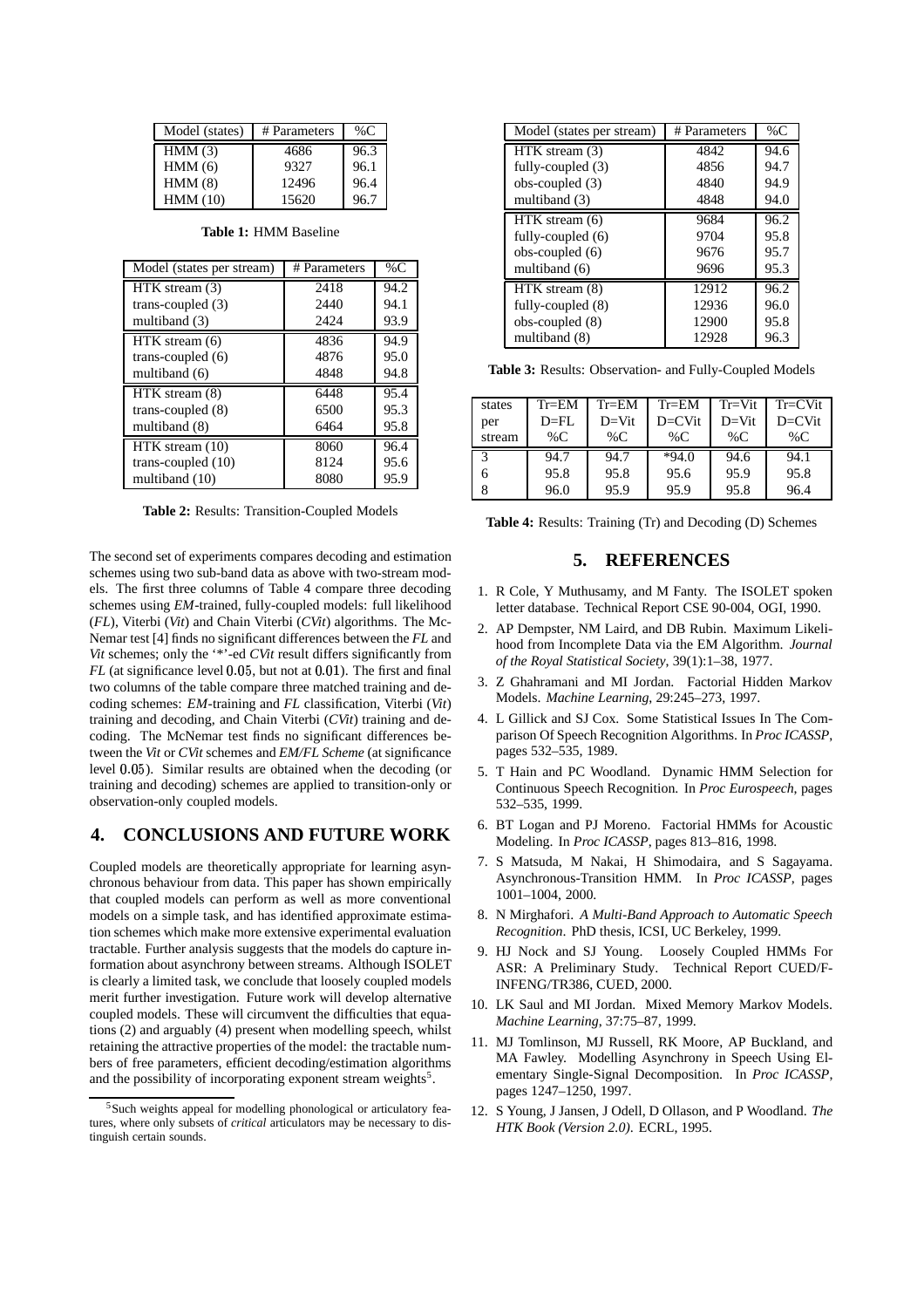| Model (states) | # Parameters | %C |
|---|---|---|
| HMM (3) | 4686 | 96.3 |
| HMM (6) | 9327 | 96.1 |
| HMM (8) | 12496 | 96.4 |
| HMM (10) | 15620 | 96.7 |

**Table 1:** HMM Baseline

| Model (states per stream) | # Parameters | %C |
|---|---|---|
| HTK stream (3) | 2418 | 94.2 |
| trans-coupled (3) | 2440 | 94.1 |
| multiband (3) | 2424 | 93.9 |
| HTK stream (6) | 4836 | 94.9 |
| trans-coupled (6) | 4876 | 95.0 |
| multiband (6) | 4848 | 94.8 |
| HTK stream (8) | 6448 | 95.4 |
| trans-coupled (8) | 6500 | 95.3 |
| multiband (8) | 6464 | 95.8 |
| HTK stream (10) | 8060 | 96.4 |
| trans-coupled (10) | 8124 | 95.6 |
| multiband (10) | 8080 | 95.9 |

**Table 2:** Results: Transition-Coupled Models

The second set of experiments compares decoding and estimation schemes using two sub-band data as above with two-stream models. The first three columns of Table 4 compare three decoding schemes using *EM*-trained, fully-coupled models: full likelihood (*FL*), Viterbi (*Vit*) and Chain Viterbi (*CVit*) algorithms. The McNemar test [4] finds no significant differences between the *FL* and *Vit* schemes; only the '*'-ed *CVit* result differs significantly from *FL* (at significance level $0.05$, but not at $0.01$). The first and final two columns of the table compare three matched training and decoding schemes: *EM*-training and *FL* classification, Viterbi (*Vit*) training and decoding, and Chain Viterbi (*CVit*) training and decoding. The McNemar test finds no significant differences between the *Vit* or *CVit* schemes and *EM/FL Scheme* (at significance level $0.05$). Similar results are obtained when the decoding (or training and decoding) schemes are applied to transition-only or observation-only coupled models.

## 4. CONCLUSIONS AND FUTURE WORK

Coupled models are theoretically appropriate for learning asynchronous behaviour from data. This paper has shown empirically that coupled models can perform as well as more conventional models on a simple task, and has identified approximate estimation schemes which make more extensive experimental evaluation tractable. Further analysis suggests that the models do capture information about asynchrony between streams. Although ISOLET is clearly a limited task, we conclude that loosely coupled models merit further investigation. Future work will develop alternative coupled models. These will circumvent the difficulties that equations (2) and arguably (4) present when modelling speech, whilst retaining the attractive properties of the model: the tractable numbers of free parameters, efficient decoding/estimation algorithms and the possibility of incorporating exponent stream weights[5].

[5] Such weights appeal for modelling phonological or articulatory features, where only subsets of *critical* articulators may be necessary to distinguish certain sounds.

| Model (states per stream) | # Parameters | %C |
|---|---|---|
| HTK stream (3) | 4842 | 94.6 |
| fully-coupled (3) | 4856 | 94.7 |
| obs-coupled (3) | 4840 | 94.9 |
| multiband (3) | 4848 | 94.0 |
| HTK stream (6) | 9684 | 96.2 |
| fully-coupled (6) | 9704 | 95.8 |
| obs-coupled (6) | 9676 | 95.7 |
| multiband (6) | 9696 | 95.3 |
| HTK stream (8) | 12912 | 96.2 |
| fully-coupled (8) | 12936 | 96.0 |
| obs-coupled (8) | 12900 | 95.8 |
| multiband (8) | 12928 | 96.3 |

**Table 3:** Results: Observation- and Fully-Coupled Models

| states per stream | Tr=EM D=FL %C | Tr=EM D=Vit %C | Tr=EM D=CVit %C | Tr=Vit D=Vit %C | Tr=CVit D=CVit %C |
|---|---|---|---|---|---|
| 3 | 94.7 | 94.7 | *94.0 | 94.6 | 94.1 |
| 6 | 95.8 | 95.8 | 95.6 | 95.9 | 95.8 |
| 8 | 96.0 | 95.9 | 95.9 | 95.8 | 96.4 |

**Table 4:** Results: Training (Tr) and Decoding (D) Schemes

## 5. REFERENCES

1. R Cole, Y Muthusamy, and M Fanty. The ISOLET spoken letter database. Technical Report CSE 90-004, OGI, 1990.
2. AP Dempster, NM Laird, and DB Rubin. Maximum Likelihood from Incomplete Data via the EM Algorithm. *Journal of the Royal Statistical Society*, 39(1):1–38, 1977.
3. Z Ghahramani and MI Jordan. Factorial Hidden Markov Models. *Machine Learning*, 29:245–273, 1997.
4. L Gillick and SJ Cox. Some Statistical Issues In The Comparison Of Speech Recognition Algorithms. In *Proc ICASSP*, pages 532–535, 1989.
5. T Hain and PC Woodland. Dynamic HMM Selection for Continuous Speech Recognition. In *Proc Eurospeech*, pages 532–535, 1999.
6. BT Logan and PJ Moreno. Factorial HMMs for Acoustic Modeling. In *Proc ICASSP*, pages 813–816, 1998.
7. S Matsuda, M Nakai, H Shimodaira, and S Sagayama. Asynchronous-Transition HMM. In *Proc ICASSP*, pages 1001–1004, 2000.
8. N Mirghafori. *A Multi-Band Approach to Automatic Speech Recognition*. PhD thesis, ICSI, UC Berkeley, 1999.
9. HJ Nock and SJ Young. Loosely Coupled HMMs For ASR: A Preliminary Study. Technical Report CUED/F-INFENG/TR386, CUED, 2000.
10. LK Saul and MI Jordan. Mixed Memory Markov Models. *Machine Learning*, 37:75–87, 1999.
11. MJ Tomlinson, MJ Russell, RK Moore, AP Buckland, and MA Fawley. Modelling Asynchrony in Speech Using Elementary Single-Signal Decomposition. In *Proc ICASSP*, pages 1247–1250, 1997.
12. S Young, J Jansen, J Odell, D Ollason, and P Woodland. *The HTK Book (Version 2.0)*. ECRL, 1995.